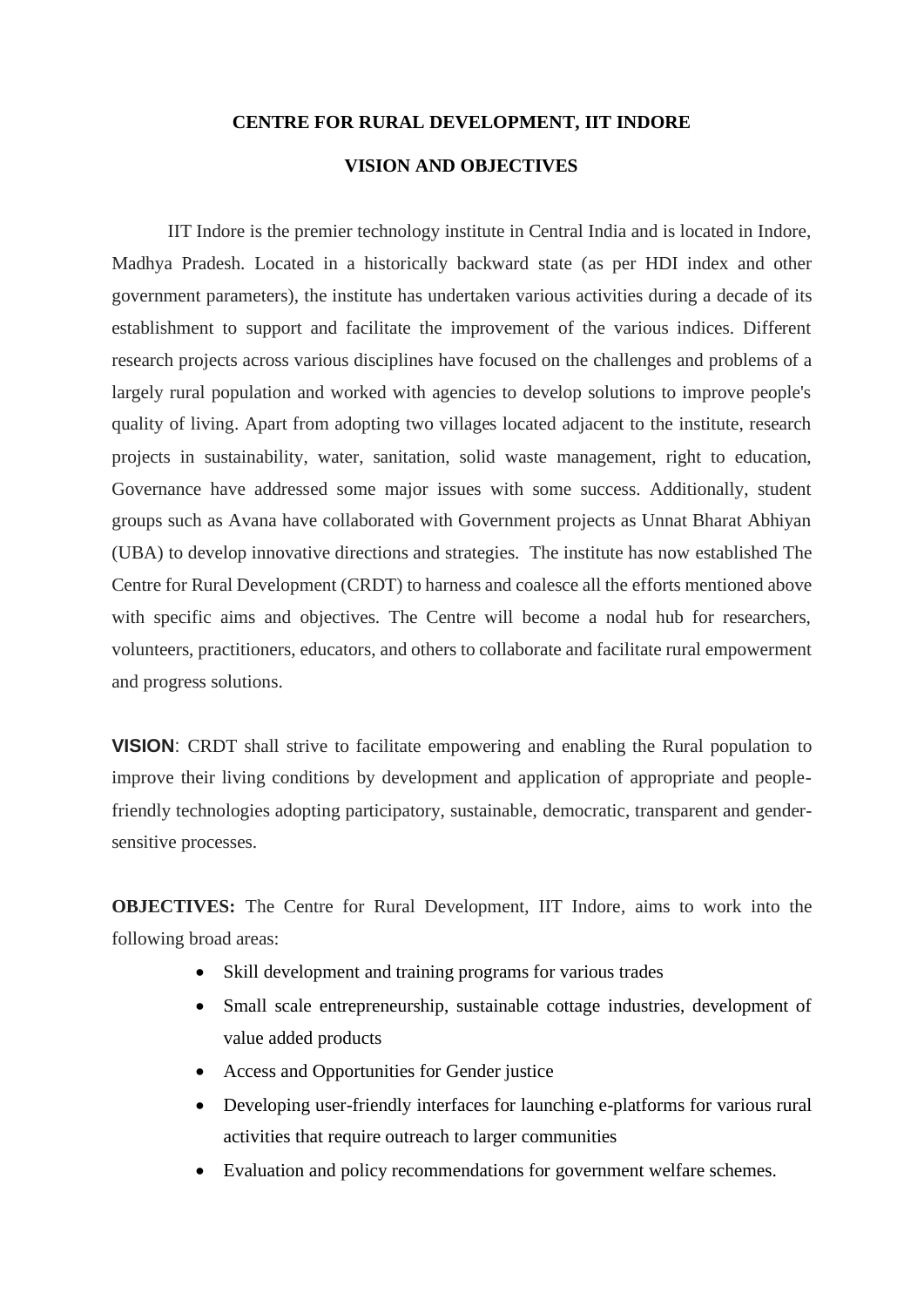# CENTRE FOR RURAL DEVELOPMENT, IIT INDORE

## VISION AND OBJECTIVES

IIT Indore is the premier technology institute in Central India and is located in Indore, Madhya Pradesh. Located in a historically backward state (as per HDI index and other government parameters), the institute has undertaken various activities during a decade of its establishment to support and facilitate the improvement of the various indices. Different research projects across various disciplines have focused on the challenges and problems of a largely rural population and worked with agencies to develop solutions to improve people's quality of living. Apart from adopting two villages located adjacent to the institute, research projects in sustainability, water, sanitation, solid waste management, right to education, Governance have addressed some major issues with some success. Additionally, student groups such as Avana have collaborated with Government projects as Unnat Bharat Abhiyan (UBA) to develop innovative directions and strategies. The institute has now established The Centre for Rural Development (CRDT) to harness and coalesce all the efforts mentioned above with specific aims and objectives. The Centre will become a nodal hub for researchers, volunteers, practitioners, educators, and others to collaborate and facilitate rural empowerment and progress solutions.

**VISION**: CRDT shall strive to facilitate empowering and enabling the Rural population to improve their living conditions by development and application of appropriate and people-friendly technologies adopting participatory, sustainable, democratic, transparent and gender-sensitive processes.

**OBJECTIVES:** The Centre for Rural Development, IIT Indore, aims to work into the following broad areas:

- Skill development and training programs for various trades
- Small scale entrepreneurship, sustainable cottage industries, development of value added products
- Access and Opportunities for Gender justice
- Developing user-friendly interfaces for launching e-platforms for various rural activities that require outreach to larger communities
- Evaluation and policy recommendations for government welfare schemes.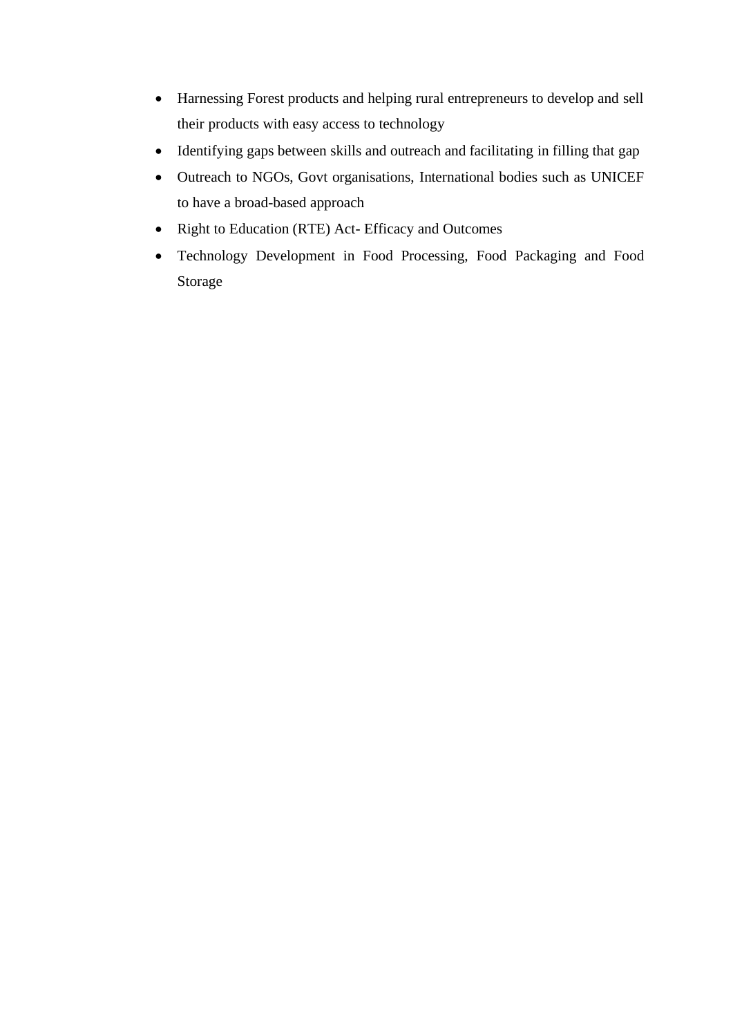- Harnessing Forest products and helping rural entrepreneurs to develop and sell their products with easy access to technology
- Identifying gaps between skills and outreach and facilitating in filling that gap
- Outreach to NGOs, Govt organisations, International bodies such as UNICEF to have a broad-based approach
- Right to Education (RTE) Act- Efficacy and Outcomes
- Technology Development in Food Processing, Food Packaging and Food Storage